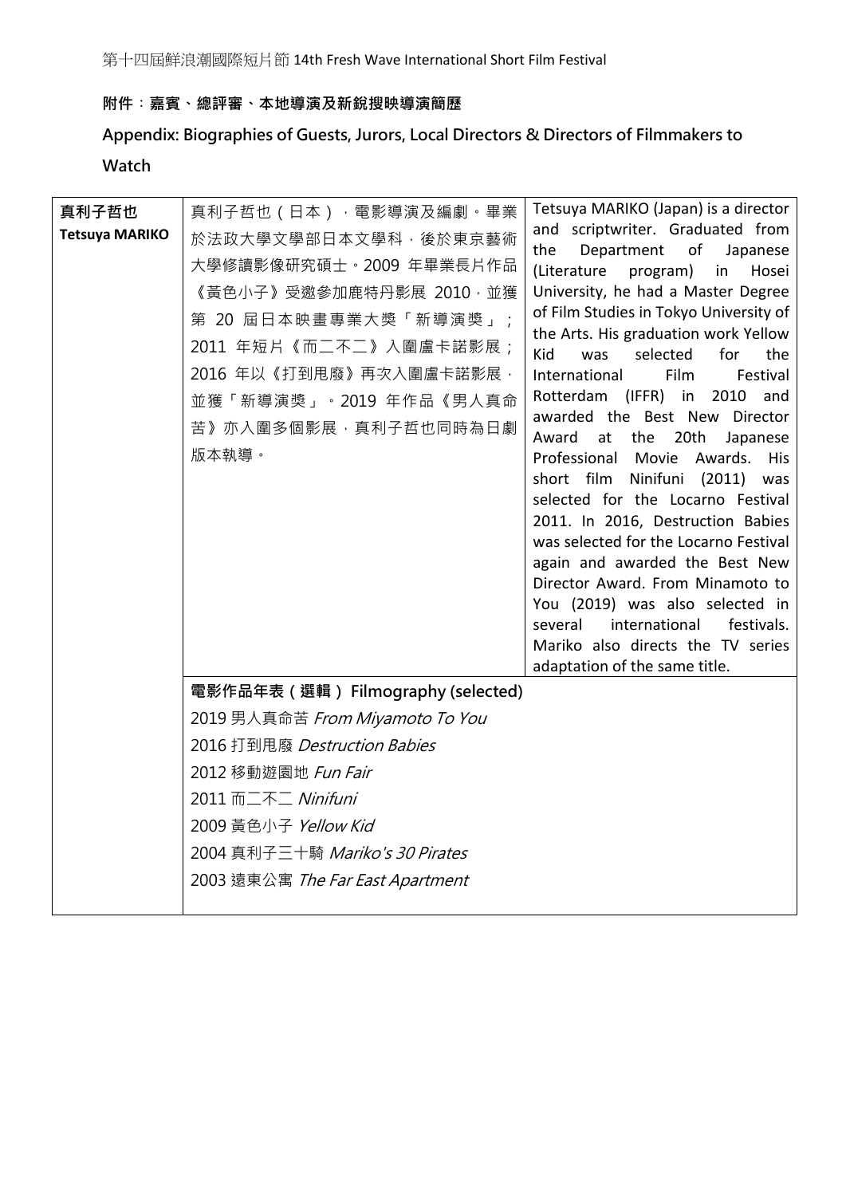第十四屆鮮浪潮國際短片節 14th Fresh Wave International Short Film Festival

**附件：嘉賓、總評審、本地導演及新銳搜映導演簡歷**

**Appendix: Biographies of Guests, Jurors, Local Directors & Directors of Filmmakers to Watch**

| | | |
|---|---|---|
| **真利子哲也**<br>**Tetsuya MARIKO** | 真利子哲也（日本），電影導演及編劇。畢業於法政大學文學部日本文學科，後於東京藝術大學修讀影像研究碩士。2009 年畢業長片作品《黃色小子》受邀參加鹿特丹影展 2010，並獲第 20 屆日本映畫專業大獎「新導演獎」；2011 年短片《而二不二》入圍盧卡諾影展；2016 年以《打到甩廢》再次入圍盧卡諾影展，並獲「新導演獎」。2019 年作品《男人真命苦》亦入圍多個影展，真利子哲也同時為日劇版本執導。 | Tetsuya MARIKO (Japan) is a director and scriptwriter. Graduated from the Department of Japanese (Literature program) in Hosei University, he had a Master Degree of Film Studies in Tokyo University of the Arts. His graduation work Yellow Kid was selected for the International Film Festival Rotterdam (IFFR) in 2010 and awarded the Best New Director Award at the 20th Japanese Professional Movie Awards. His short film Ninifuni (2011) was selected for the Locarno Festival 2011. In 2016, Destruction Babies was selected for the Locarno Festival again and awarded the Best New Director Award. From Minamoto to You (2019) was also selected in several international festivals. Mariko also directs the TV series adaptation of the same title. |
| | **電影作品年表（選輯）Filmography (selected)**<br>2019 男人真命苦 *From Miyamoto To You*<br>2016 打到甩廢 *Destruction Babies*<br>2012 移動遊園地 *Fun Fair*<br>2011 而二不二 *Ninifuni*<br>2009 黃色小子 *Yellow Kid*<br>2004 真利子三十騎 *Mariko's 30 Pirates*<br>2003 遠東公寓 *The Far East Apartment* | |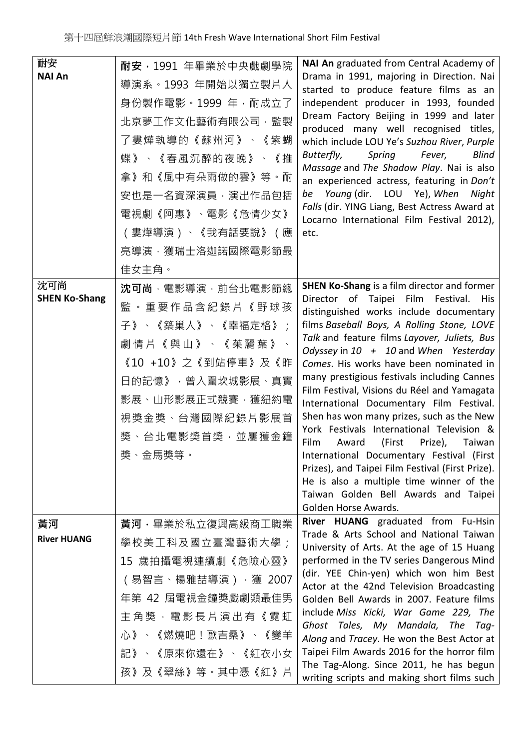| 耐安<br>**NAI An** | **耐安**，1991 年畢業於中央戲劇學院導演系。1993 年開始以獨立製片人身份製作電影。1999 年，耐成立了北京夢工作文化藝術有限公司，監製了婁燁執導的《蘇州河》、《紫蝴蝶》、《春風沉醉的夜晚》、《推拿》和《風中有朵雨做的雲》等。耐安也是一名資深演員，演出作品包括電視劇《阿惠》、電影《危情少女》（婁燁導演）、《我有話要說》（應亮導演，獲瑞士洛迦諾國際電影節最佳女主角。 | **NAI An** graduated from Central Academy of Drama in 1991, majoring in Direction. Nai started to produce feature films as an independent producer in 1993, founded Dream Factory Beijing in 1999 and later produced many well recognised titles, which include LOU Ye's *Suzhou River*, *Purple Butterfly, Spring Fever, Blind Massage* and *The Shadow Play*. Nai is also an experienced actress, featuring in *Don't be Young* (dir. LOU Ye), *When Night Falls* (dir. YING Liang, Best Actress Award at Locarno International Film Festival 2012), etc. |
|---|---|---|
| 沈可尚<br>**SHEN Ko-Shang** | **沈可尚**，電影導演，前台北電影節總監。重要作品含紀錄片《野球孩子》、《築巢人》、《幸福定格》；劇情片《與山》、《茱麗葉》、《10 +10》之《到站停車》及《昨日的記憶》，曾入圍坎城影展、真實影展、山形影展正式競賽，獲紐約電視獎金獎、台灣國際紀錄片影展首獎、台北電影獎首獎，並屢獲金鐘獎、金馬獎等。 | **SHEN Ko-Shang** is a film director and former Director of Taipei Film Festival. His distinguished works include documentary films *Baseball Boys, A Rolling Stone, LOVE Talk* and feature films *Layover, Juliets, Bus Odyssey* in *10 + 10* and *When Yesterday Comes*. His works have been nominated in many prestigious festivals including Cannes Film Festival, Visions du Réel and Yamagata International Documentary Film Festival. Shen has won many prizes, such as the New York Festivals International Television & Film Award (First Prize), Taiwan International Documentary Festival (First Prizes), and Taipei Film Festival (First Prize). He is also a multiple time winner of the Taiwan Golden Bell Awards and Taipei Golden Horse Awards. |
| 黃河<br>**River HUANG** | **黃河**，畢業於私立復興高級商工職業學校美工科及國立臺灣藝術大學；15 歲拍攝電視連續劇《危險心靈》（易智言、楊雅喆導演），獲 2007 年第 42 屆電視金鐘獎戲劇類最佳男主角獎，電影長片演出有《霓虹心》、《燃燒吧！歐吉桑》、《變羊記》、《原來你還在》、《紅衣小女孩》及《翠絲》等。其中憑《紅》片 | **River HUANG** graduated from Fu-Hsin Trade & Arts School and National Taiwan University of Arts. At the age of 15 Huang performed in the TV series Dangerous Mind (dir. YEE Chin-yen) which won him Best Actor at the 42nd Television Broadcasting Golden Bell Awards in 2007. Feature films include *Miss Kicki, War Game 229, The Ghost Tales, My Mandala, The Tag-Along* and *Tracey*. He won the Best Actor at Taipei Film Awards 2016 for the horror film The Tag-Along. Since 2011, he has begun writing scripts and making short films such |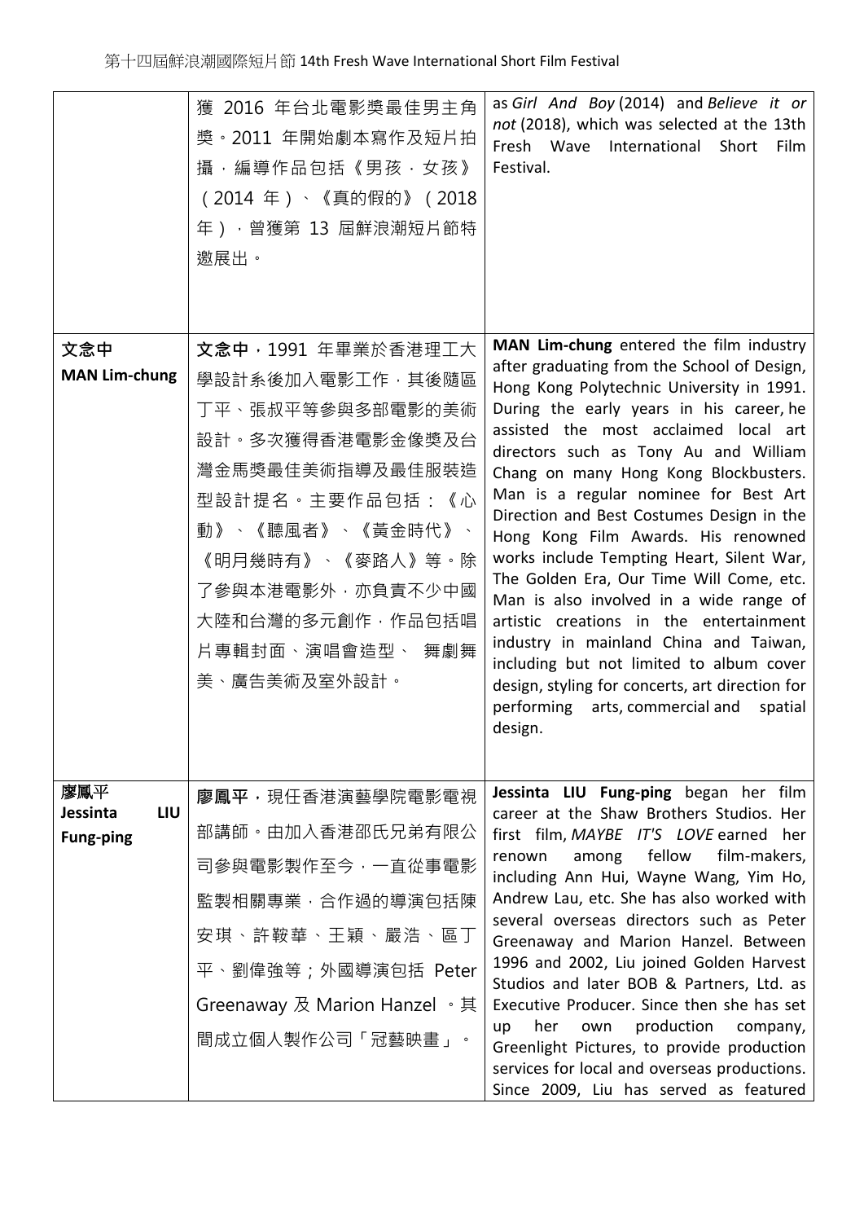| | | |
|---|---|---|
| | 獲 2016 年台北電影獎最佳男主角獎。2011 年開始劇本寫作及短片拍攝，編導作品包括《男孩，女孩》（2014 年）、《真的假的》（2018 年），曾獲第 13 屆鮮浪潮短片節特邀展出。 | as *Girl And Boy* (2014) and *Believe it or not* (2018), which was selected at the 13th Fresh Wave International Short Film Festival. |
| **文念中**<br>**MAN Lim-chung** | **文念中**，1991 年畢業於香港理工大學設計系後加入電影工作，其後隨區丁平、張叔平等參與多部電影的美術設計。多次獲得香港電影金像獎及台灣金馬獎最佳美術指導及最佳服裝造型設計提名。主要作品包括：《心動》、《聽風者》、《黃金時代》、《明月幾時有》、《麥路人》等。除了參與本港電影外，亦負責不少中國大陸和台灣的多元創作，作品包括唱片專輯封面、演唱會造型、 舞劇舞美、廣告美術及室外設計。 | **MAN Lim-chung** entered the film industry after graduating from the School of Design, Hong Kong Polytechnic University in 1991. During the early years in his career, he assisted the most acclaimed local art directors such as Tony Au and William Chang on many Hong Kong Blockbusters. Man is a regular nominee for Best Art Direction and Best Costumes Design in the Hong Kong Film Awards. His renowned works include Tempting Heart, Silent War, The Golden Era, Our Time Will Come, etc. Man is also involved in a wide range of artistic creations in the entertainment industry in mainland China and Taiwan, including but not limited to album cover design, styling for concerts, art direction for performing arts, commercial and spatial design. |
| **廖鳳平**<br>**Jessinta LIU Fung-ping** | **廖鳳平**，現任香港演藝學院電影電視部講師。由加入香港邵氏兄弟有限公司參與電影製作至今，一直從事電影監製相關專業，合作過的導演包括陳安琪、許鞍華、王穎、嚴浩、區丁平、劉偉強等；外國導演包括 Peter Greenaway 及 Marion Hanzel 。其間成立個人製作公司「冠藝映畫」。 | **Jessinta LIU Fung-ping** began her film career at the Shaw Brothers Studios. Her first film, *MAYBE IT'S LOVE* earned her renown among fellow film-makers, including Ann Hui, Wayne Wang, Yim Ho, Andrew Lau, etc. She has also worked with several overseas directors such as Peter Greenaway and Marion Hanzel. Between 1996 and 2002, Liu joined Golden Harvest Studios and later BOB & Partners, Ltd. as Executive Producer. Since then she has set up her own production company, Greenlight Pictures, to provide production services for local and overseas productions. Since 2009, Liu has served as featured |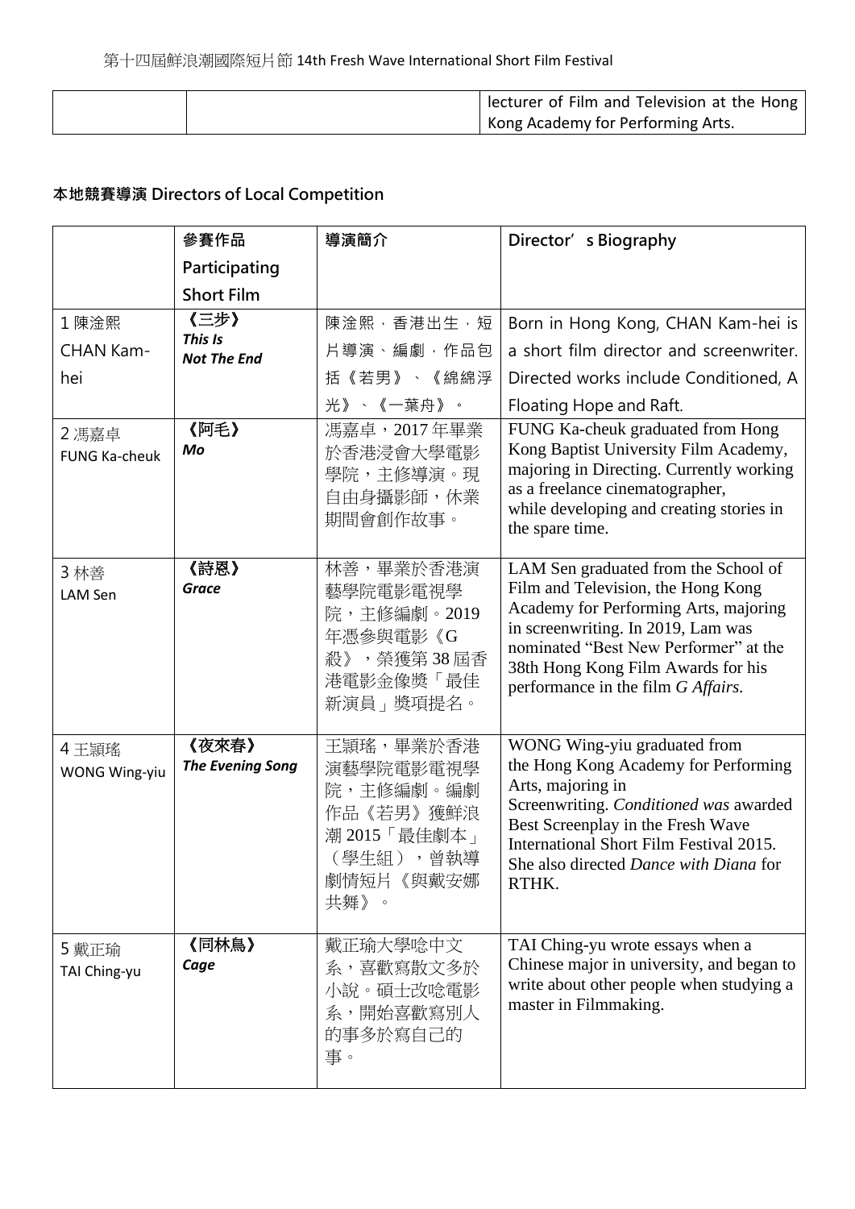| | | | lecturer of Film and Television at the Hong Kong Academy for Performing Arts. |
|---|---|---|---|

**本地競賽導演 Directors of Local Competition**

| | 參賽作品 Participating Short Film | 導演簡介 | Director's Biography |
|---|---|---|---|
| 1 陳淦熙 CHAN Kam-hei | 《三步》 *This Is Not The End* | 陳淦熙，香港出生，短片導演、編劇，作品包括《若男》、《綿綿浮光》、《一葉舟》。 | Born in Hong Kong, CHAN Kam-hei is a short film director and screenwriter. Directed works include Conditioned, A Floating Hope and Raft. |
| 2 馮嘉卓 FUNG Ka-cheuk | 《阿毛》 *Mo* | 馮嘉卓，2017 年畢業於香港浸會大學電影學院，主修導演。現自由身攝影師，休業期間會創作故事。 | FUNG Ka-cheuk graduated from Hong Kong Baptist University Film Academy, majoring in Directing. Currently working as a freelance cinematographer, while developing and creating stories in the spare time. |
| 3 林善 LAM Sen | 《詩恩》 *Grace* | 林善，畢業於香港演藝學院電影電視學院，主修編劇。2019 年憑參與電影《G 殺》，榮獲第 38 屆香港電影金像獎「最佳新演員」獎項提名。 | LAM Sen graduated from the School of Film and Television, the Hong Kong Academy for Performing Arts, majoring in screenwriting. In 2019, Lam was nominated "Best New Performer" at the 38th Hong Kong Film Awards for his performance in the film *G Affairs*. |
| 4 王穎瑤 WONG Wing-yiu | 《夜來春》 *The Evening Song* | 王穎瑤，畢業於香港演藝學院電影電視學院，主修編劇。編劇作品《若男》獲鮮浪潮 2015「最佳劇本」（學生組），曾執導劇情短片《與戴安娜共舞》。 | WONG Wing-yiu graduated from the Hong Kong Academy for Performing Arts, majoring in Screenwriting. *Conditioned was* awarded Best Screenplay in the Fresh Wave International Short Film Festival 2015. She also directed *Dance with Diana* for RTHK. |
| 5 戴正瑜 TAI Ching-yu | 《同林鳥》 *Cage* | 戴正瑜大學唸中文系，喜歡寫散文多於小說。碩士改唸電影系，開始喜歡寫別人的事多於寫自己的事。 | TAI Ching-yu wrote essays when a Chinese major in university, and began to write about other people when studying a master in Filmmaking. |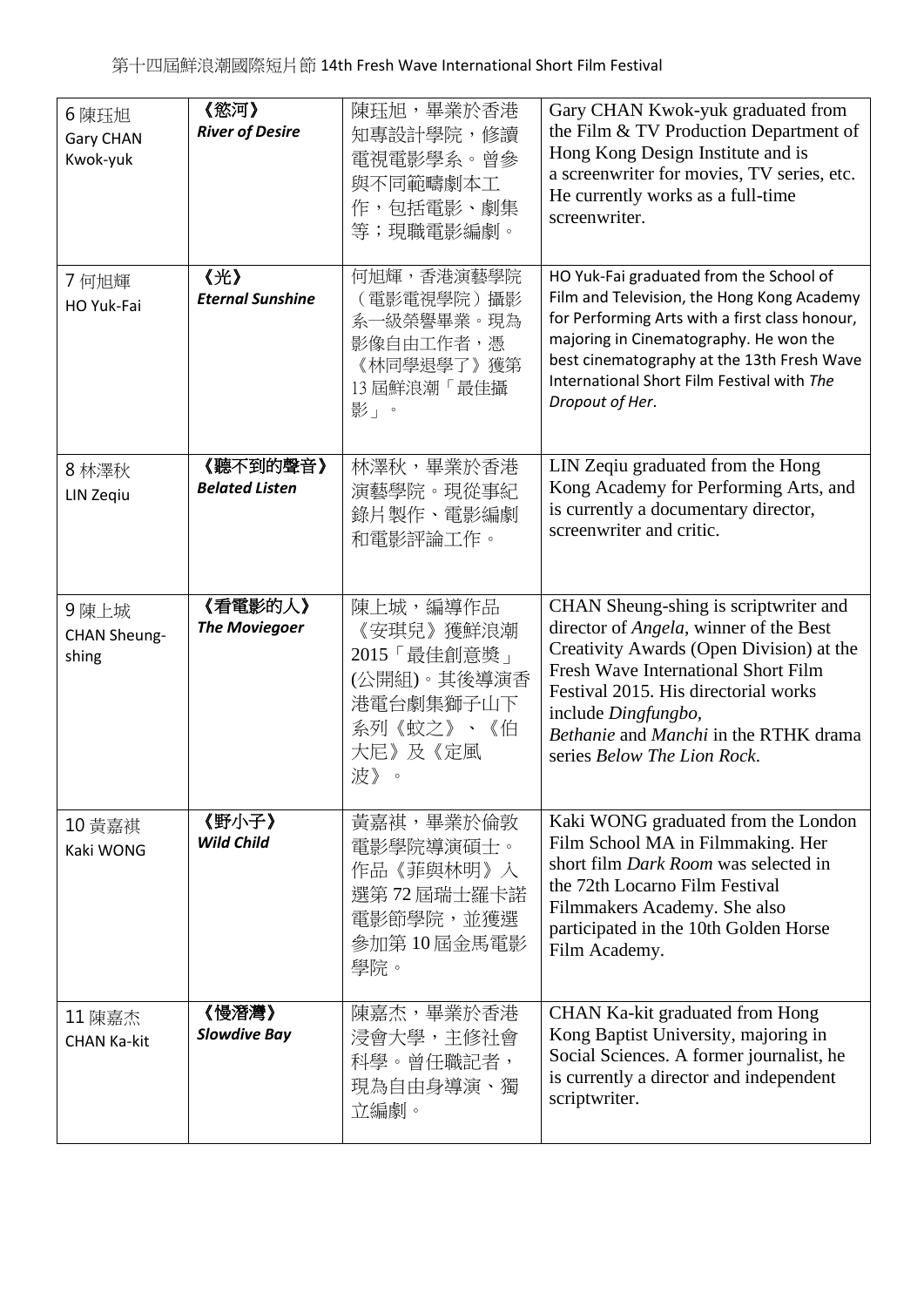第十四屆鮮浪潮國際短片節 14th Fresh Wave International Short Film Festival

| | | | |
|---|---|---|---|
| 6 陳珏旭<br>Gary CHAN Kwok-yuk | **《慾河》**<br>***River of Desire*** | 陳珏旭，畢業於香港知專設計學院，修讀電視電影學系。曾參與不同範疇劇本工作，包括電影、劇集等；現職電影編劇。 | Gary CHAN Kwok-yuk graduated from the Film & TV Production Department of Hong Kong Design Institute and is a screenwriter for movies, TV series, etc. He currently works as a full-time screenwriter. |
| 7 何旭輝<br>HO Yuk-Fai | **《光》**<br>***Eternal Sunshine*** | 何旭輝，香港演藝學院（電影電視學院）攝影系一級榮譽畢業。現為影像自由工作者，憑《林同學退學了》獲第13 屆鮮浪潮「最佳攝影」。 | HO Yuk-Fai graduated from the School of Film and Television, the Hong Kong Academy for Performing Arts with a first class honour, majoring in Cinematography. He won the best cinematography at the 13th Fresh Wave International Short Film Festival with *The Dropout of Her*. |
| 8 林澤秋<br>LIN Zeqiu | **《聽不到的聲音》**<br>***Belated Listen*** | 林澤秋，畢業於香港演藝學院。現從事紀錄片製作、電影編劇和電影評論工作。 | LIN Zeqiu graduated from the Hong Kong Academy for Performing Arts, and is currently a documentary director, screenwriter and critic. |
| 9 陳上城<br>CHAN Sheung-shing | **《看電影的人》**<br>***The Moviegoer*** | 陳上城，編導作品《安琪兒》獲鮮浪潮2015「最佳創意獎」(公開組)。其後導演香港電台劇集獅子山下系列《蚊之》、《伯大尼》及《定風波》。 | CHAN Sheung-shing is scriptwriter and director of *Angela*, winner of the Best Creativity Awards (Open Division) at the Fresh Wave International Short Film Festival 2015. His directorial works include *Dingfungbo*, *Bethanie* and *Manchi* in the RTHK drama series *Below The Lion Rock*. |
| 10 黃嘉祺<br>Kaki WONG | **《野小子》**<br>***Wild Child*** | 黃嘉祺，畢業於倫敦電影學院導演碩士。作品《菲與林明》入選第 72 屆瑞士羅卡諾電影節學院，並獲選參加第 10 屆金馬電影學院。 | Kaki WONG graduated from the London Film School MA in Filmmaking. Her short film *Dark Room* was selected in the 72th Locarno Film Festival Filmmakers Academy. She also participated in the 10th Golden Horse Film Academy. |
| 11 陳嘉杰<br>CHAN Ka-kit | **《慢潛灣》**<br>***Slowdive Bay*** | 陳嘉杰，畢業於香港浸會大學，主修社會科學。曾任職記者，現為自由身導演、獨立編劇。 | CHAN Ka-kit graduated from Hong Kong Baptist University, majoring in Social Sciences. A former journalist, he is currently a director and independent scriptwriter. |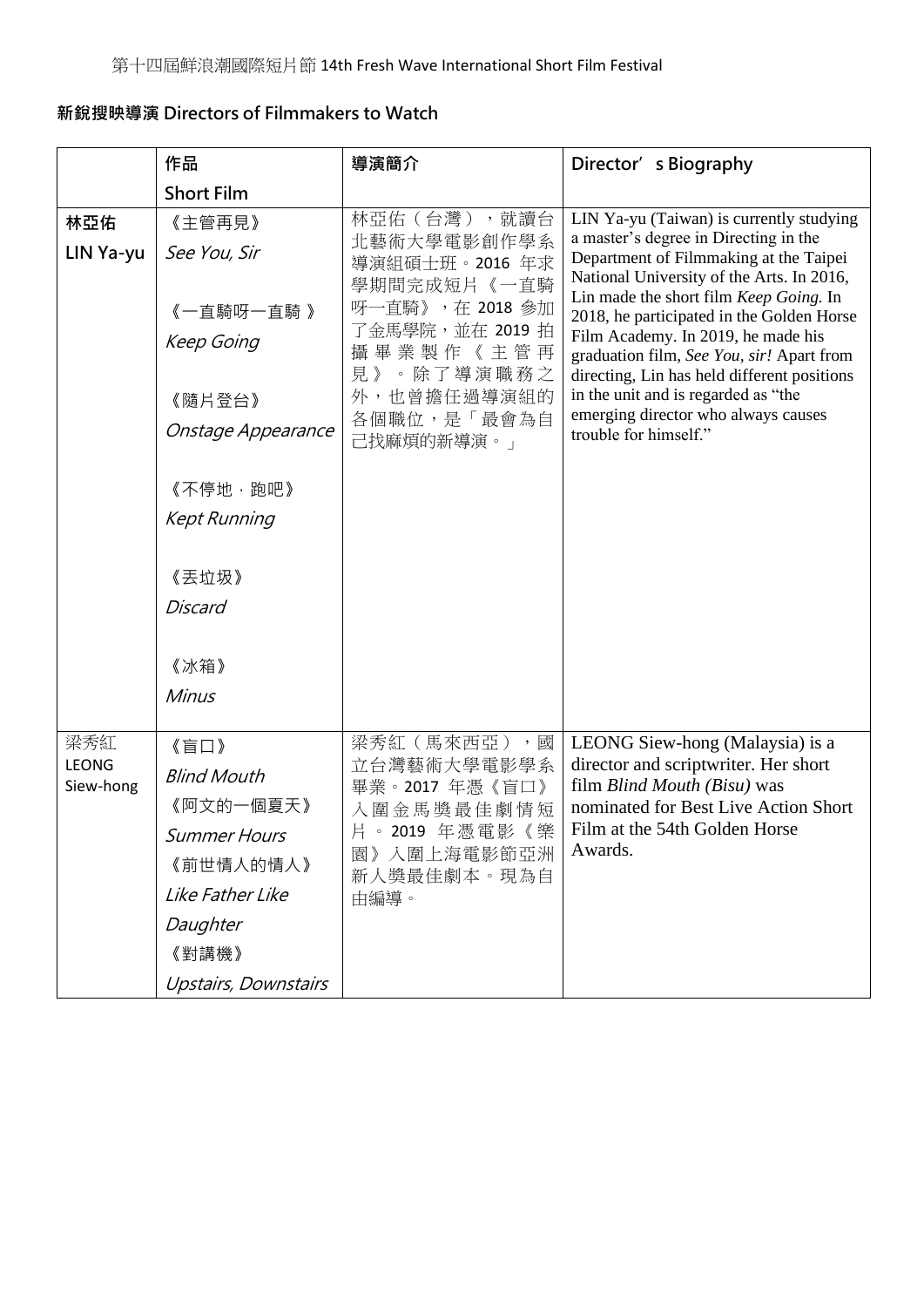第十四屆鮮浪潮國際短片節 14th Fresh Wave International Short Film Festival

**新銳搜映導演 Directors of Filmmakers to Watch**

| | **作品**<br>**Short Film** | **導演簡介** | **Director's Biography** |
|---|---|---|---|
| **林亞佑**<br>**LIN Ya-yu** | 《主管再見》<br>*See You, Sir*<br><br>《一直騎呀一直騎 》<br>*Keep Going*<br><br>《隨片登台》<br>*Onstage Appearance*<br><br>《不停地，跑吧》<br>*Kept Running*<br><br>《丟垃圾》<br>*Discard*<br><br>《冰箱》<br>*Minus* | 林亞佑（台灣），就讀台北藝術大學電影創作學系導演組碩士班。2016 年求學期間完成短片《一直騎呀一直騎》，在 2018 參加了金馬學院，並在 2019 拍攝畢業製作《主管再見》。除了導演職務之外，也曾擔任過導演組的各個職位，是「最會為自己找麻煩的新導演。」 | LIN Ya-yu (Taiwan) is currently studying a master's degree in Directing in the Department of Filmmaking at the Taipei National University of the Arts. In 2016, Lin made the short film *Keep Going.* In 2018, he participated in the Golden Horse Film Academy. In 2019, he made his graduation film, *See You, sir!* Apart from directing, Lin has held different positions in the unit and is regarded as "the emerging director who always causes trouble for himself." |
| 梁秀紅<br>LEONG Siew-hong | 《盲口》<br>*Blind Mouth*<br>《阿文的一個夏天》<br>*Summer Hours*<br>《前世情人的情人》<br>*Like Father Like Daughter*<br>《對講機》<br>*Upstairs, Downstairs* | 梁秀紅（馬來西亞），國立台灣藝術大學電影學系畢業。2017 年憑《盲口》入圍金馬獎最佳劇情短片。2019 年憑電影《樂園》入圍上海電影節亞洲新人獎最佳劇本。現為自由編導。 | LEONG Siew-hong (Malaysia) is a director and scriptwriter. Her short film *Blind Mouth (Bisu)* was nominated for Best Live Action Short Film at the 54th Golden Horse Awards. |